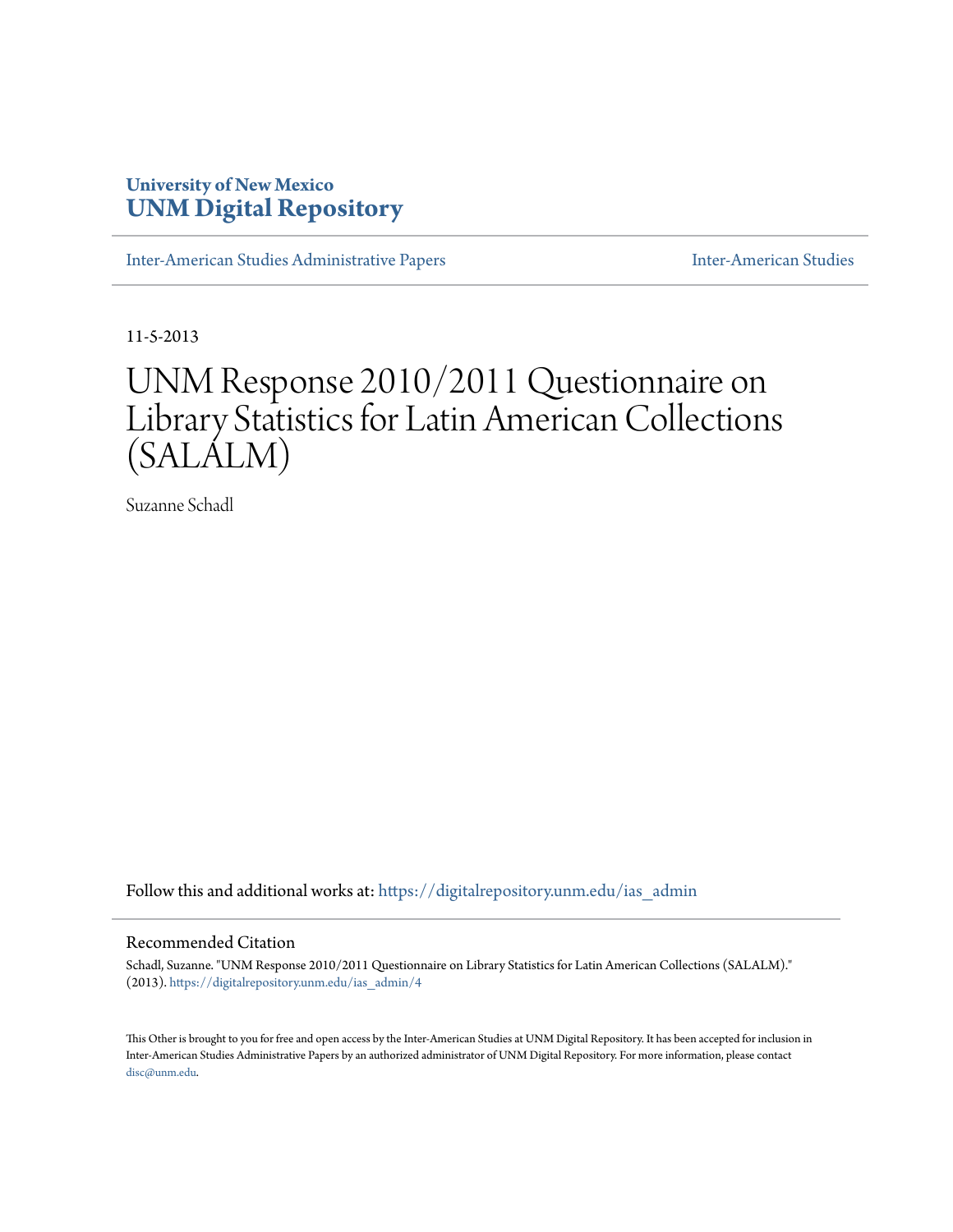**University of New Mexico**
**UNM Digital Repository**

Inter-American Studies Administrative Papers | Inter-American Studies

11-5-2013

# UNM Response 2010/2011 Questionnaire on Library Statistics for Latin American Collections (SALALM)

Suzanne Schadl

Follow this and additional works at: https://digitalrepository.unm.edu/ias_admin

## Recommended Citation

Schadl, Suzanne. "UNM Response 2010/2011 Questionnaire on Library Statistics for Latin American Collections (SALALM)." (2013). https://digitalrepository.unm.edu/ias_admin/4

This Other is brought to you for free and open access by the Inter-American Studies at UNM Digital Repository. It has been accepted for inclusion in Inter-American Studies Administrative Papers by an authorized administrator of UNM Digital Repository. For more information, please contact disc@unm.edu.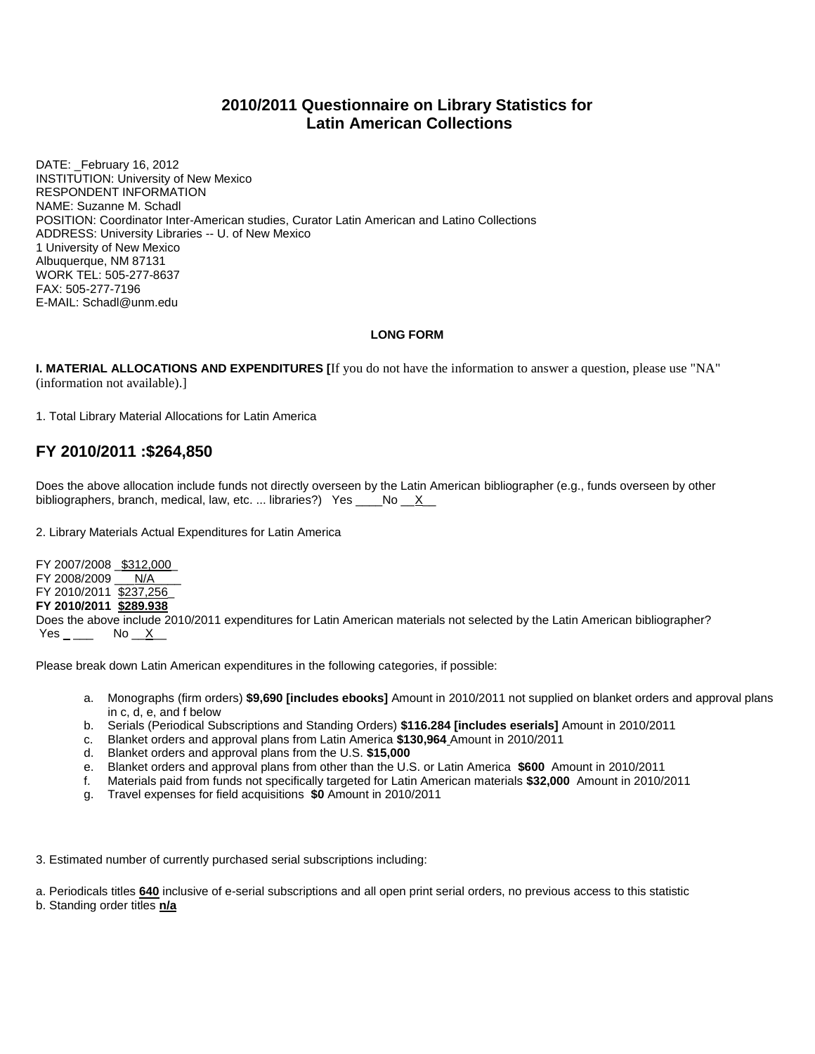## 2010/2011 Questionnaire on Library Statistics for Latin American Collections

DATE: _February 16, 2012
INSTITUTION: University of New Mexico
RESPONDENT INFORMATION
NAME: Suzanne M. Schadl
POSITION: Coordinator Inter-American studies, Curator Latin American and Latino Collections
ADDRESS: University Libraries -- U. of New Mexico
1 University of New Mexico
Albuquerque, NM 87131
WORK TEL: 505-277-8637
FAX: 505-277-7196
E-MAIL: Schadl@unm.edu

**LONG FORM**

**I. MATERIAL ALLOCATIONS AND EXPENDITURES [**If you do not have the information to answer a question, please use "NA" (information not available).]

1. Total Library Material Allocations for Latin America

## FY 2010/2011 :$264,850

Does the above allocation include funds not directly overseen by the Latin American bibliographer (e.g., funds overseen by other bibliographers, branch, medical, law, etc. ... libraries?) Yes ____No __X__

2. Library Materials Actual Expenditures for Latin America

FY 2007/2008 _$312,000_
FY 2008/2009 ___N/A____
FY 2010/2011 $237,256_
**FY 2010/2011 $289.938**
Does the above include 2010/2011 expenditures for Latin American materials not selected by the Latin American bibliographer?
Yes _ ___ No __X__

Please break down Latin American expenditures in the following categories, if possible:

a. Monographs (firm orders) **$9,690 [includes ebooks]** Amount in 2010/2011 not supplied on blanket orders and approval plans in c, d, e, and f below
b. Serials (Periodical Subscriptions and Standing Orders) **$116.284 [includes eserials]** Amount in 2010/2011
c. Blanket orders and approval plans from Latin America **$130,964** Amount in 2010/2011
d. Blanket orders and approval plans from the U.S. **$15,000**
e. Blanket orders and approval plans from other than the U.S. or Latin America **$600** Amount in 2010/2011
f. Materials paid from funds not specifically targeted for Latin American materials **$32,000** Amount in 2010/2011
g. Travel expenses for field acquisitions **$0** Amount in 2010/2011

3. Estimated number of currently purchased serial subscriptions including:

a. Periodicals titles **640** inclusive of e-serial subscriptions and all open print serial orders, no previous access to this statistic
b. Standing order titles **n/a**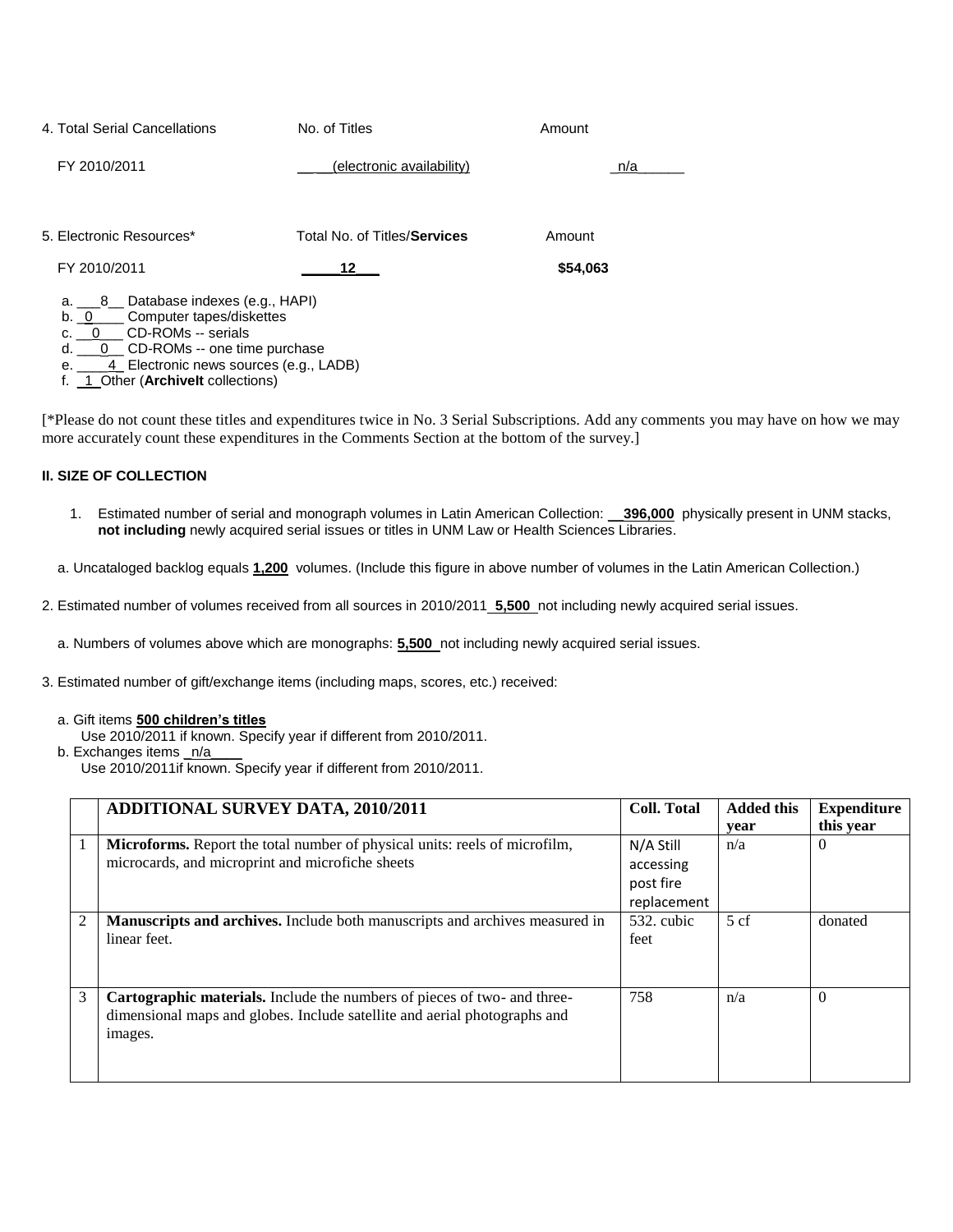4. Total Serial Cancellations &nbsp;&nbsp;&nbsp;&nbsp; No. of Titles &nbsp;&nbsp;&nbsp;&nbsp; Amount

FY 2010/2011 &nbsp;&nbsp;&nbsp;&nbsp; ____(electronic availability) &nbsp;&nbsp;&nbsp;&nbsp; _n/a______

5. Electronic Resources* &nbsp;&nbsp;&nbsp;&nbsp; Total No. of Titles/**Services** &nbsp;&nbsp;&nbsp;&nbsp; Amount

FY 2010/2011 &nbsp;&nbsp;&nbsp;&nbsp; **_____12___** &nbsp;&nbsp;&nbsp;&nbsp; **$54,063**

a. ___8__ Database indexes (e.g., HAPI)
b. _0____ Computer tapes/diskettes
c. __0___ CD-ROMs -- serials
d. ___0__ CD-ROMs -- one time purchase
e. ____4_ Electronic news sources (e.g., LADB)
f. _1_Other (**ArchiveIt** collections)

[*Please do not count these titles and expenditures twice in No. 3 Serial Subscriptions. Add any comments you may have on how we may more accurately count these expenditures in the Comments Section at the bottom of the survey.]

**II. SIZE OF COLLECTION**

1. Estimated number of serial and monograph volumes in Latin American Collection: **__396,000** physically present in UNM stacks, **not including** newly acquired serial issues or titles in UNM Law or Health Sciences Libraries.

   a. Uncataloged backlog equals **1,200** volumes. (Include this figure in above number of volumes in the Latin American Collection.)

2. Estimated number of volumes received from all sources in 2010/2011 **5,500** not including newly acquired serial issues.

   a. Numbers of volumes above which are monographs: **5,500** not including newly acquired serial issues.

3. Estimated number of gift/exchange items (including maps, scores, etc.) received:

   a. Gift items **500 children's titles**
      Use 2010/2011 if known. Specify year if different from 2010/2011.
   b. Exchanges items _n/a____
      Use 2010/2011if known. Specify year if different from 2010/2011.

| | **ADDITIONAL SURVEY DATA, 2010/2011** | **Coll. Total** | **Added this year** | **Expenditure this year** |
|---|---|---|---|---|
| 1 | **Microforms.** Report the total number of physical units: reels of microfilm, microcards, and microprint and microfiche sheets | N/A Still accessing post fire replacement | n/a | 0 |
| 2 | **Manuscripts and archives.** Include both manuscripts and archives measured in linear feet. | 532. cubic feet | 5 cf | donated |
| 3 | **Cartographic materials.** Include the numbers of pieces of two- and three-dimensional maps and globes. Include satellite and aerial photographs and images. | 758 | n/a | 0 |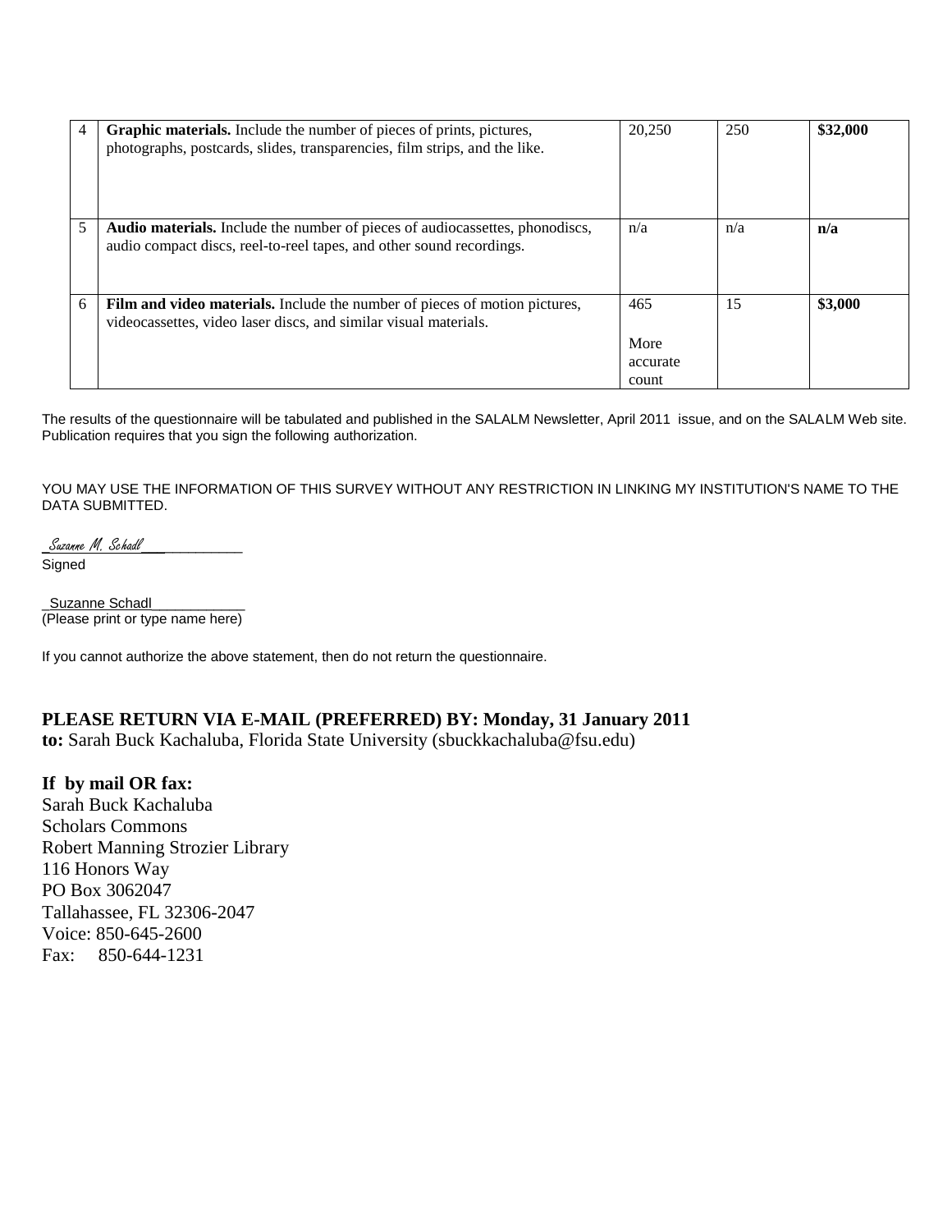| | | | | |
|---|---|---|---|---|
| 4 | **Graphic materials.** Include the number of pieces of prints, pictures, photographs, postcards, slides, transparencies, film strips, and the like. | 20,250 | 250 | **$32,000** |
| 5 | **Audio materials.** Include the number of pieces of audiocassettes, phonodiscs, audio compact discs, reel-to-reel tapes, and other sound recordings. | n/a | n/a | **n/a** |
| 6 | **Film and video materials.** Include the number of pieces of motion pictures, videocassettes, video laser discs, and similar visual materials. | 465<br><br>More accurate count | 15 | **$3,000** |

The results of the questionnaire will be tabulated and published in the SALALM Newsletter, April 2011 issue, and on the SALALM Web site. Publication requires that you sign the following authorization.

YOU MAY USE THE INFORMATION OF THIS SURVEY WITHOUT ANY RESTRICTION IN LINKING MY INSTITUTION'S NAME TO THE DATA SUBMITTED.

_Suzanne M. Schadl___________

Signed

_Suzanne Schadl___________

(Please print or type name here)

If you cannot authorize the above statement, then do not return the questionnaire.

**PLEASE RETURN VIA E-MAIL (PREFERRED) BY: Monday, 31 January 2011**

**to:** Sarah Buck Kachaluba, Florida State University (sbuckkachaluba@fsu.edu)

**If by mail OR fax:**

Sarah Buck Kachaluba
Scholars Commons
Robert Manning Strozier Library
116 Honors Way
PO Box 3062047
Tallahassee, FL 32306-2047
Voice: 850-645-2600
Fax: 850-644-1231